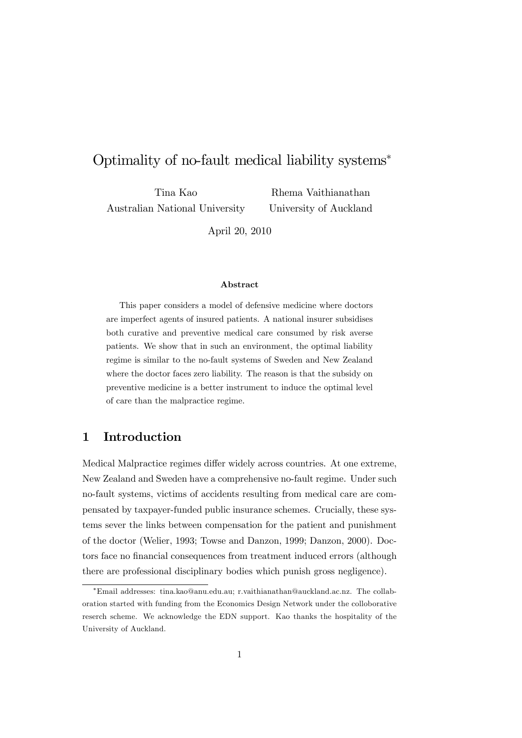# Optimality of no-fault medical liability systems*

Tina Kao
Australian National University

Rhema Vaithianathan
University of Auckland

April 20, 2010

### Abstract

This paper considers a model of defensive medicine where doctors are imperfect agents of insured patients. A national insurer subsidises both curative and preventive medical care consumed by risk averse patients. We show that in such an environment, the optimal liability regime is similar to the no-fault systems of Sweden and New Zealand where the doctor faces zero liability. The reason is that the subsidy on preventive medicine is a better instrument to induce the optimal level of care than the malpractice regime.

## 1 Introduction

Medical Malpractice regimes differ widely across countries. At one extreme, New Zealand and Sweden have a comprehensive no-fault regime. Under such no-fault systems, victims of accidents resulting from medical care are compensated by taxpayer-funded public insurance schemes. Crucially, these systems sever the links between compensation for the patient and punishment of the doctor (Welier, 1993; Towse and Danzon, 1999; Danzon, 2000). Doctors face no financial consequences from treatment induced errors (although there are professional disciplinary bodies which punish gross negligence).

*Email addresses: tina.kao@anu.edu.au; r.vaithianathan@auckland.ac.nz. The collaboration started with funding from the Economics Design Network under the colloborative reserch scheme. We acknowledge the EDN support. Kao thanks the hospitality of the University of Auckland.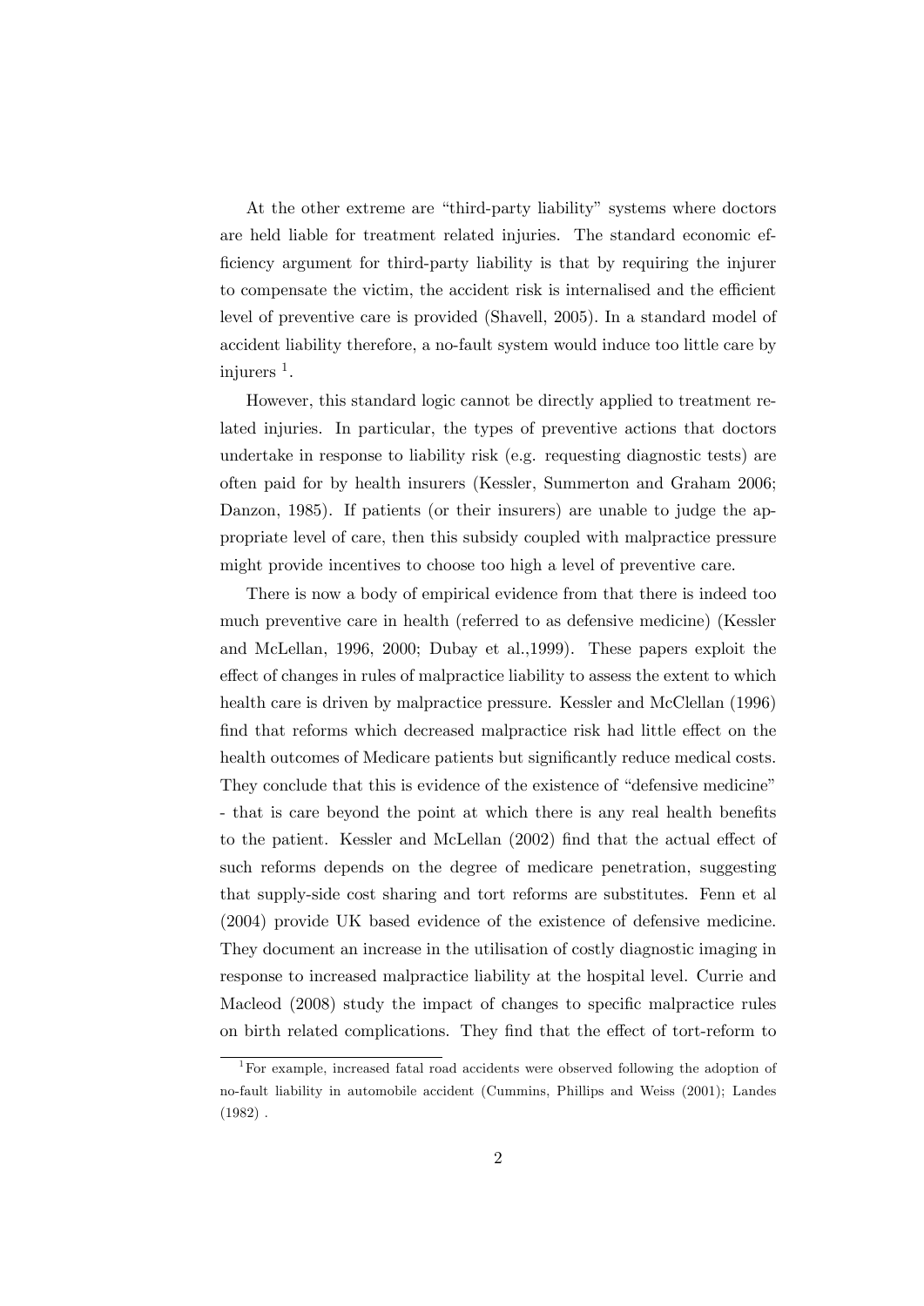At the other extreme are "third-party liability" systems where doctors are held liable for treatment related injuries. The standard economic efficiency argument for third-party liability is that by requiring the injurer to compensate the victim, the accident risk is internalised and the efficient level of preventive care is provided (Shavell, 2005). In a standard model of accident liability therefore, a no-fault system would induce too little care by injurers [1].

However, this standard logic cannot be directly applied to treatment related injuries. In particular, the types of preventive actions that doctors undertake in response to liability risk (e.g. requesting diagnostic tests) are often paid for by health insurers (Kessler, Summerton and Graham 2006; Danzon, 1985). If patients (or their insurers) are unable to judge the appropriate level of care, then this subsidy coupled with malpractice pressure might provide incentives to choose too high a level of preventive care.

There is now a body of empirical evidence from that there is indeed too much preventive care in health (referred to as defensive medicine) (Kessler and McLellan, 1996, 2000; Dubay et al.,1999). These papers exploit the effect of changes in rules of malpractice liability to assess the extent to which health care is driven by malpractice pressure. Kessler and McClellan (1996) find that reforms which decreased malpractice risk had little effect on the health outcomes of Medicare patients but significantly reduce medical costs. They conclude that this is evidence of the existence of "defensive medicine" - that is care beyond the point at which there is any real health benefits to the patient. Kessler and McLellan (2002) find that the actual effect of such reforms depends on the degree of medicare penetration, suggesting that supply-side cost sharing and tort reforms are substitutes. Fenn et al (2004) provide UK based evidence of the existence of defensive medicine. They document an increase in the utilisation of costly diagnostic imaging in response to increased malpractice liability at the hospital level. Currie and Macleod (2008) study the impact of changes to specific malpractice rules on birth related complications. They find that the effect of tort-reform to

[1] For example, increased fatal road accidents were observed following the adoption of no-fault liability in automobile accident (Cummins, Phillips and Weiss (2001); Landes (1982) .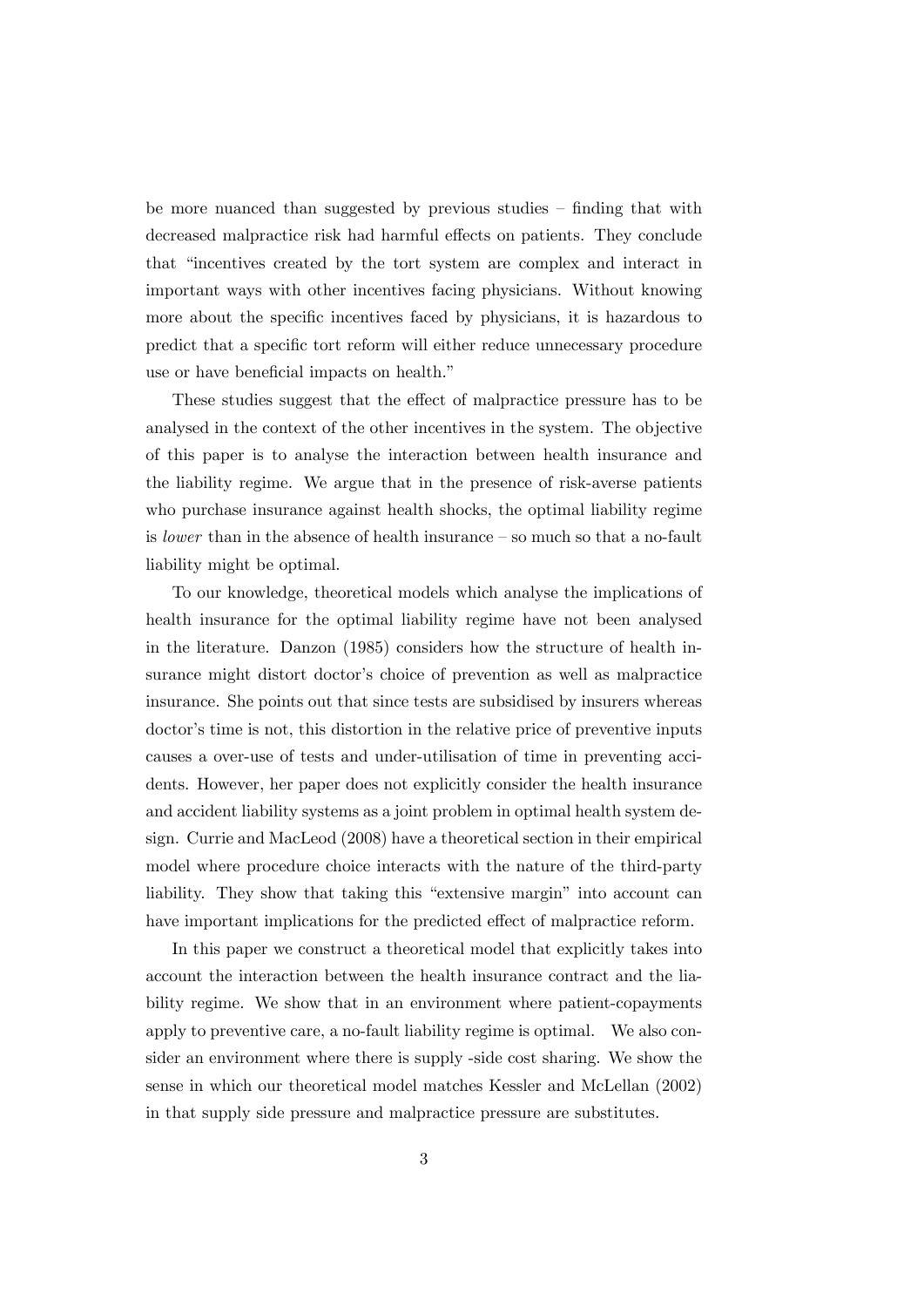be more nuanced than suggested by previous studies – finding that with decreased malpractice risk had harmful effects on patients. They conclude that "incentives created by the tort system are complex and interact in important ways with other incentives facing physicians. Without knowing more about the specific incentives faced by physicians, it is hazardous to predict that a specific tort reform will either reduce unnecessary procedure use or have beneficial impacts on health."

These studies suggest that the effect of malpractice pressure has to be analysed in the context of the other incentives in the system. The objective of this paper is to analyse the interaction between health insurance and the liability regime. We argue that in the presence of risk-averse patients who purchase insurance against health shocks, the optimal liability regime is *lower* than in the absence of health insurance – so much so that a no-fault liability might be optimal.

To our knowledge, theoretical models which analyse the implications of health insurance for the optimal liability regime have not been analysed in the literature. Danzon (1985) considers how the structure of health insurance might distort doctor's choice of prevention as well as malpractice insurance. She points out that since tests are subsidised by insurers whereas doctor's time is not, this distortion in the relative price of preventive inputs causes a over-use of tests and under-utilisation of time in preventing accidents. However, her paper does not explicitly consider the health insurance and accident liability systems as a joint problem in optimal health system design. Currie and MacLeod (2008) have a theoretical section in their empirical model where procedure choice interacts with the nature of the third-party liability. They show that taking this "extensive margin" into account can have important implications for the predicted effect of malpractice reform.

In this paper we construct a theoretical model that explicitly takes into account the interaction between the health insurance contract and the liability regime. We show that in an environment where patient-copayments apply to preventive care, a no-fault liability regime is optimal. We also consider an environment where there is supply -side cost sharing. We show the sense in which our theoretical model matches Kessler and McLellan (2002) in that supply side pressure and malpractice pressure are substitutes.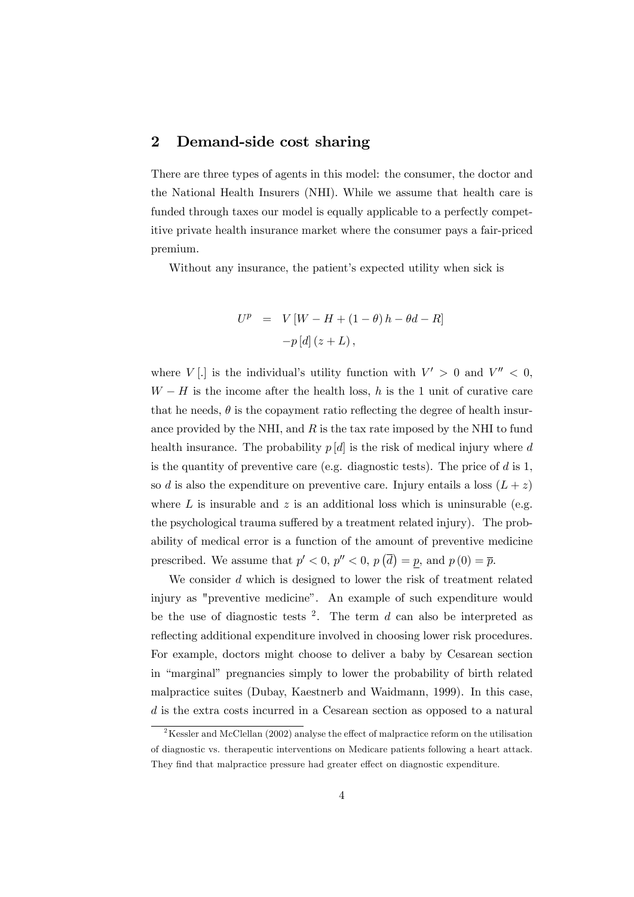## 2 Demand-side cost sharing

There are three types of agents in this model: the consumer, the doctor and the National Health Insurers (NHI). While we assume that health care is funded through taxes our model is equally applicable to a perfectly competitive private health insurance market where the consumer pays a fair-priced premium.

Without any insurance, the patient's expected utility when sick is

$$\begin{aligned} U^p &= V\left[W - H + (1-\theta)h - \theta d - R\right] \\ &\quad - p\left[d\right](z + L), \end{aligned}$$

where $V[.]$ is the individual's utility function with $V' > 0$ and $V'' < 0$, $W - H$ is the income after the health loss, $h$ is the 1 unit of curative care that he needs, $\theta$ is the copayment ratio reflecting the degree of health insurance provided by the NHI, and $R$ is the tax rate imposed by the NHI to fund health insurance. The probability $p[d]$ is the risk of medical injury where $d$ is the quantity of preventive care (e.g. diagnostic tests). The price of $d$ is 1, so $d$ is also the expenditure on preventive care. Injury entails a loss $(L + z)$ where $L$ is insurable and $z$ is an additional loss which is uninsurable (e.g. the psychological trauma suffered by a treatment related injury). The probability of medical error is a function of the amount of preventive medicine prescribed. We assume that $p' < 0$, $p'' < 0$, $p\left(\overline{d}\right) = \underline{p}$, and $p(0) = \overline{p}$.

We consider $d$ which is designed to lower the risk of treatment related injury as "preventive medicine". An example of such expenditure would be the use of diagnostic tests [2]. The term $d$ can also be interpreted as reflecting additional expenditure involved in choosing lower risk procedures. For example, doctors might choose to deliver a baby by Cesarean section in "marginal" pregnancies simply to lower the probability of birth related malpractice suites (Dubay, Kaestnerb and Waidmann, 1999). In this case, $d$ is the extra costs incurred in a Cesarean section as opposed to a natural

[2] Kessler and McClellan (2002) analyse the effect of malpractice reform on the utilisation of diagnostic vs. therapeutic interventions on Medicare patients following a heart attack. They find that malpractice pressure had greater effect on diagnostic expenditure.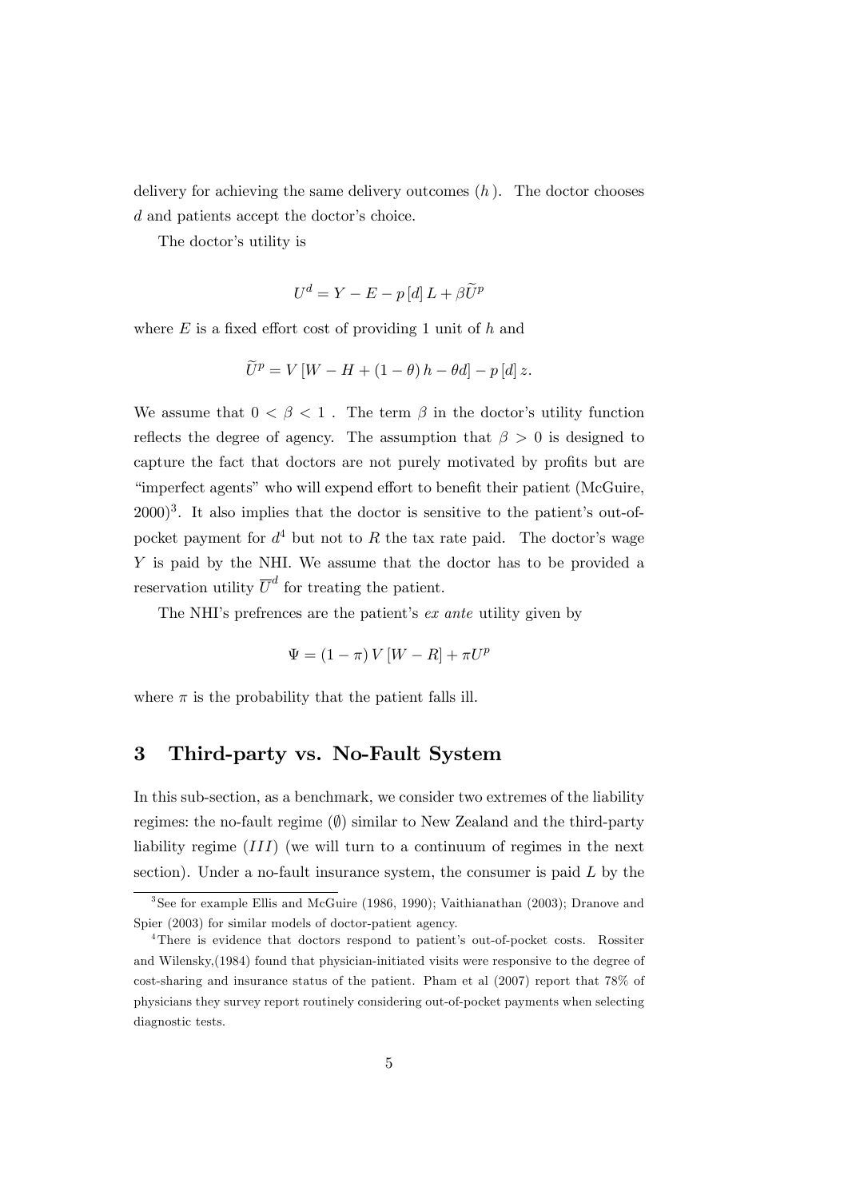delivery for achieving the same delivery outcomes ($h$ ). The doctor chooses $d$ and patients accept the doctor's choice.

The doctor's utility is

$$U^d = Y - E - p[d]L + \beta \widetilde{U}^p$$

where $E$ is a fixed effort cost of providing 1 unit of $h$ and

$$\widetilde{U}^p = V[W - H + (1 - \theta)h - \theta d] - p[d]z.$$

We assume that $0 < \beta < 1$ . The term $\beta$ in the doctor's utility function reflects the degree of agency. The assumption that $\beta > 0$ is designed to capture the fact that doctors are not purely motivated by profits but are "imperfect agents" who will expend effort to benefit their patient (McGuire, 2000)[3]. It also implies that the doctor is sensitive to the patient's out-of-pocket payment for $d$[4] but not to $R$ the tax rate paid. The doctor's wage $Y$ is paid by the NHI. We assume that the doctor has to be provided a reservation utility $\overline{U}^d$ for treating the patient.

The NHI's prefrences are the patient's *ex ante* utility given by

$$\Psi = (1 - \pi)V[W - R] + \pi U^p$$

where $\pi$ is the probability that the patient falls ill.

# 3 Third-party vs. No-Fault System

In this sub-section, as a benchmark, we consider two extremes of the liability regimes: the no-fault regime ($\emptyset$) similar to New Zealand and the third-party liability regime ($III$) (we will turn to a continuum of regimes in the next section). Under a no-fault insurance system, the consumer is paid $L$ by the

---

[3] See for example Ellis and McGuire (1986, 1990); Vaithianathan (2003); Dranove and Spier (2003) for similar models of doctor-patient agency.

[4] There is evidence that doctors respond to patient's out-of-pocket costs. Rossiter and Wilensky,(1984) found that physician-initiated visits were responsive to the degree of cost-sharing and insurance status of the patient. Pham et al (2007) report that 78% of physicians they survey report routinely considering out-of-pocket payments when selecting diagnostic tests.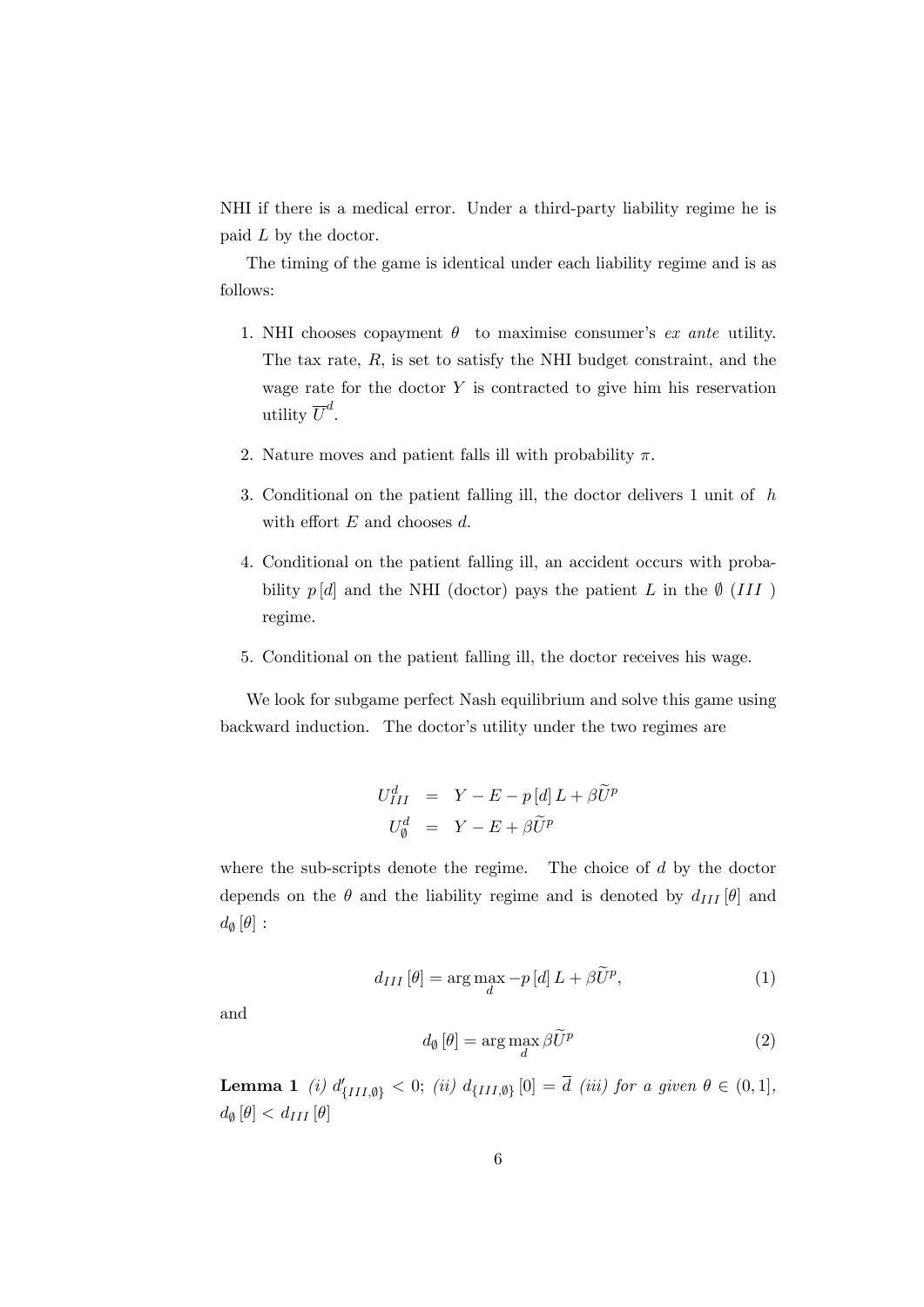NHI if there is a medical error. Under a third-party liability regime he is paid $L$ by the doctor.

The timing of the game is identical under each liability regime and is as follows:

1. NHI chooses copayment $\theta$ to maximise consumer's *ex ante* utility. The tax rate, $R$, is set to satisfy the NHI budget constraint, and the wage rate for the doctor $Y$ is contracted to give him his reservation utility $\overline{U}^{d}$.
2. Nature moves and patient falls ill with probability $\pi$.
3. Conditional on the patient falling ill, the doctor delivers 1 unit of $h$ with effort $E$ and chooses $d$.
4. Conditional on the patient falling ill, an accident occurs with probability $p[d]$ and the NHI (doctor) pays the patient $L$ in the $\emptyset$ ($III$) regime.
5. Conditional on the patient falling ill, the doctor receives his wage.

We look for subgame perfect Nash equilibrium and solve this game using backward induction. The doctor's utility under the two regimes are

$$
\begin{aligned}
U_{III}^{d} &= Y - E - p[d] L + \beta \widetilde{U}^{p} \\
U_{\emptyset}^{d} &= Y - E + \beta \widetilde{U}^{p}
\end{aligned}
$$

where the sub-scripts denote the regime. The choice of $d$ by the doctor depends on the $\theta$ and the liability regime and is denoted by $d_{III}[\theta]$ and $d_{\emptyset}[\theta]$ :

$$
d_{III}[\theta] = \arg\max_{d} -p[d] L + \beta \widetilde{U}^{p}, \tag{1}
$$

and

$$
d_{\emptyset}[\theta] = \arg\max_{d} \beta \widetilde{U}^{p} \tag{2}
$$

**Lemma 1** *(i)* $d'_{\{III,\emptyset\}} < 0$; *(ii)* $d_{\{III,\emptyset\}}[0] = \overline{d}$ *(iii) for a given* $\theta \in (0,1]$, $d_{\emptyset}[\theta] < d_{III}[\theta]$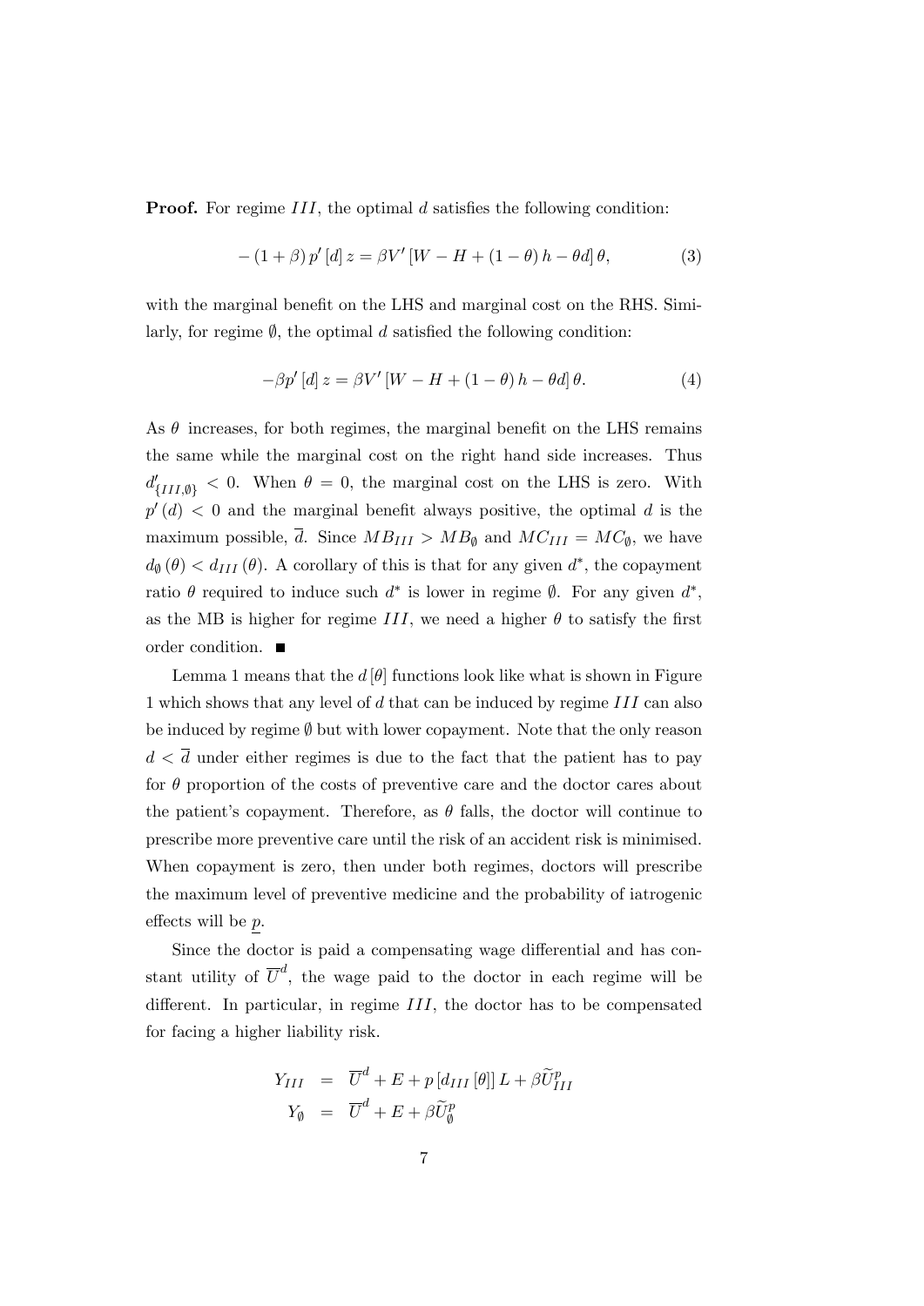**Proof.** For regime $III$, the optimal $d$ satisfies the following condition:

$$-(1+\beta)\, p'[d]\, z = \beta V'[W - H + (1-\theta)\, h - \theta d]\, \theta, \tag{3}$$

with the marginal benefit on the LHS and marginal cost on the RHS. Similarly, for regime $\emptyset$, the optimal $d$ satisfied the following condition:

$$-\beta p'[d]\, z = \beta V'[W - H + (1-\theta)\, h - \theta d]\, \theta. \tag{4}$$

As $\theta$ increases, for both regimes, the marginal benefit on the LHS remains the same while the marginal cost on the right hand side increases. Thus $d'_{\{III,\emptyset\}} < 0$. When $\theta = 0$, the marginal cost on the LHS is zero. With $p'(d) < 0$ and the marginal benefit always positive, the optimal $d$ is the maximum possible, $\overline{d}$. Since $MB_{III} > MB_{\emptyset}$ and $MC_{III} = MC_{\emptyset}$, we have $d_{\emptyset}(\theta) < d_{III}(\theta)$. A corollary of this is that for any given $d^*$, the copayment ratio $\theta$ required to induce such $d^*$ is lower in regime $\emptyset$. For any given $d^*$, as the MB is higher for regime $III$, we need a higher $\theta$ to satisfy the first order condition. ■

Lemma 1 means that the $d[\theta]$ functions look like what is shown in Figure 1 which shows that any level of $d$ that can be induced by regime $III$ can also be induced by regime $\emptyset$ but with lower copayment. Note that the only reason $d < \overline{d}$ under either regimes is due to the fact that the patient has to pay for $\theta$ proportion of the costs of preventive care and the doctor cares about the patient's copayment. Therefore, as $\theta$ falls, the doctor will continue to prescribe more preventive care until the risk of an accident risk is minimised. When copayment is zero, then under both regimes, doctors will prescribe the maximum level of preventive medicine and the probability of iatrogenic effects will be $\underline{p}$.

Since the doctor is paid a compensating wage differential and has constant utility of $\overline{U}^d$, the wage paid to the doctor in each regime will be different. In particular, in regime $III$, the doctor has to be compensated for facing a higher liability risk.

$$\begin{aligned} Y_{III} &= \overline{U}^d + E + p\left[d_{III}[\theta]\right] L + \beta \widetilde{U}^p_{III} \\ Y_{\emptyset} &= \overline{U}^d + E + \beta \widetilde{U}^p_{\emptyset} \end{aligned}$$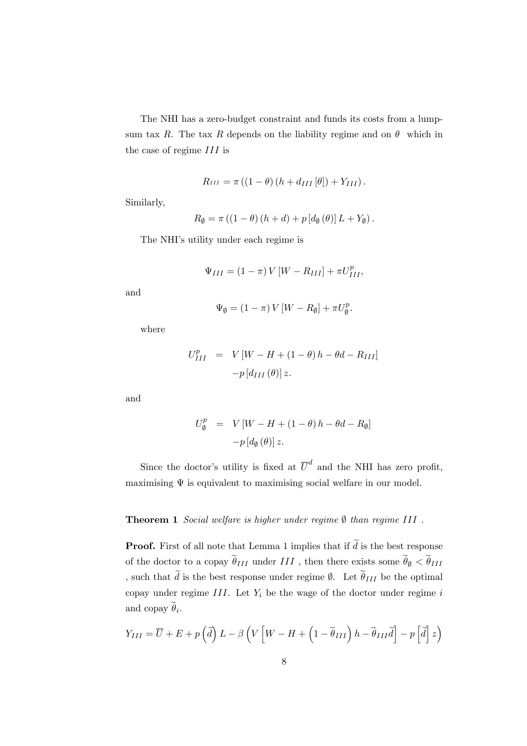The NHI has a zero-budget constraint and funds its costs from a lump-sum tax $R$. The tax $R$ depends on the liability regime and on $\theta$ which in the case of regime $III$ is

$$R_{III} = \pi \left( (1-\theta)(h + d_{III}[\theta]) + Y_{III} \right).$$

Similarly,

$$R_{\emptyset} = \pi \left( (1-\theta)(h+d) + p\left[d_{\emptyset}(\theta)\right] L + Y_{\emptyset} \right).$$

The NHI's utility under each regime is

$$\Psi_{III} = (1-\pi) V\left[W - R_{III}\right] + \pi U^{p}_{III},$$

and

$$\Psi_{\emptyset} = (1-\pi) V\left[W - R_{\emptyset}\right] + \pi U^{p}_{\emptyset}.$$

where

$$\begin{aligned} U^{p}_{III} &= V\left[W - H + (1-\theta) h - \theta d - R_{III}\right] \\ &\quad - p\left[d_{III}(\theta)\right] z. \end{aligned}$$

and

$$\begin{aligned} U^{p}_{\emptyset} &= V\left[W - H + (1-\theta) h - \theta d - R_{\emptyset}\right] \\ &\quad - p\left[d_{\emptyset}(\theta)\right] z. \end{aligned}$$

Since the doctor's utility is fixed at $\overline{U}^{d}$ and the NHI has zero profit, maximising $\Psi$ is equivalent to maximising social welfare in our model.

**Theorem 1** *Social welfare is higher under regime $\emptyset$ than regime $III$ .*

**Proof.** First of all note that Lemma 1 implies that if $\widetilde{d}$ is the best response of the doctor to a copay $\widetilde{\theta}_{III}$ under $III$ , then there exists some $\widetilde{\theta}_{\emptyset} < \widetilde{\theta}_{III}$ , such that $\widetilde{d}$ is the best response under regime $\emptyset$. Let $\widetilde{\theta}_{III}$ be the optimal copay under regime $III$. Let $Y_i$ be the wage of the doctor under regime $i$ and copay $\widetilde{\theta}_i$.

$$Y_{III} = \overline{U} + E + p\left(\widetilde{d}\right) L - \beta \left( V\left[W - H + \left(1 - \widetilde{\theta}_{III}\right) h - \widetilde{\theta}_{III} \widetilde{d}\right] - p\left[\widetilde{d}\right] z \right)$$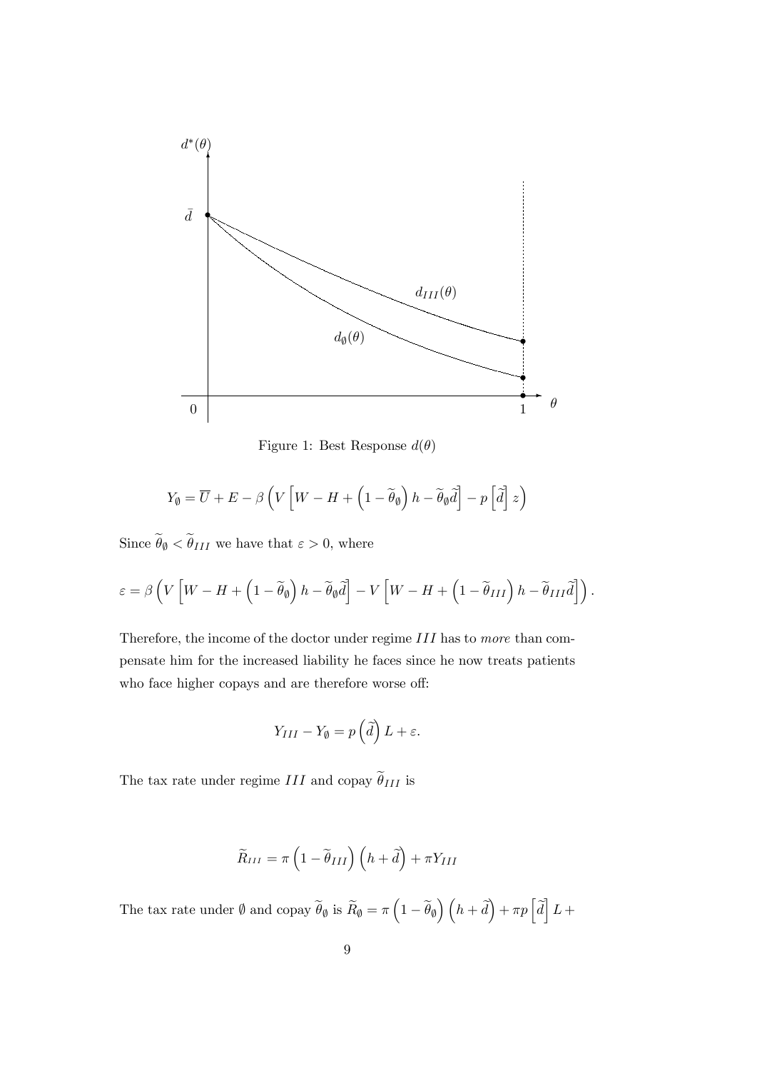Figure 1: Best Response $d(\theta)$

$$Y_{\emptyset} = \overline{U} + E - \beta\left(V\left[W - H + \left(1 - \widetilde{\theta}_{\emptyset}\right)h - \widetilde{\theta}_{\emptyset}\tilde{\bar{d}}\right] - p\left[\tilde{\bar{d}}\right]z\right)$$

Since $\widetilde{\theta}_{\emptyset} < \widetilde{\theta}_{III}$ we have that $\varepsilon > 0$, where

$$\varepsilon = \beta\left(V\left[W - H + \left(1 - \widetilde{\theta}_{\emptyset}\right)h - \widetilde{\theta}_{\emptyset}\tilde{\bar{d}}\right] - V\left[W - H + \left(1 - \widetilde{\theta}_{III}\right)h - \widetilde{\theta}_{III}\tilde{\bar{d}}\right]\right).$$

Therefore, the income of the doctor under regime $III$ has to *more* than compensate him for the increased liability he faces since he now treats patients who face higher copays and are therefore worse off:

$$Y_{III} - Y_{\emptyset} = p\left(\tilde{\bar{d}}\right)L + \varepsilon.$$

The tax rate under regime $III$ and copay $\widetilde{\theta}_{III}$ is

$$\widetilde{R}_{III} = \pi\left(1 - \widetilde{\theta}_{III}\right)\left(h + \tilde{\bar{d}}\right) + \pi Y_{III}$$

The tax rate under $\emptyset$ and copay $\widetilde{\theta}_{\emptyset}$ is $\widetilde{R}_{\emptyset} = \pi\left(1 - \widetilde{\theta}_{\emptyset}\right)\left(h + \tilde{\bar{d}}\right) + \pi p\left[\tilde{\bar{d}}\right]L +$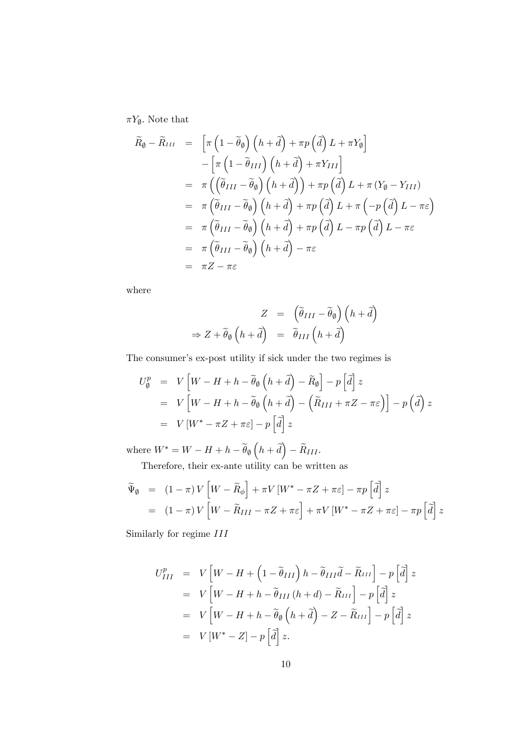$\pi Y_{\emptyset}$. Note that

$$
\begin{aligned}
\widetilde{R}_{\emptyset} - \widetilde{R}_{III} &= \left[\pi\left(1-\widetilde{\theta}_{\emptyset}\right)\left(h+\widetilde{d}\right) + \pi p\left(\widetilde{d}\right)L + \pi Y_{\emptyset}\right] \\
&\quad - \left[\pi\left(1-\widetilde{\theta}_{III}\right)\left(h+\widetilde{d}\right) + \pi Y_{III}\right] \\
&= \pi\left(\left(\widetilde{\theta}_{III}-\widetilde{\theta}_{\emptyset}\right)\left(h+\widetilde{d}\right)\right) + \pi p\left(\widetilde{d}\right)L + \pi\left(Y_{\emptyset}-Y_{III}\right) \\
&= \pi\left(\widetilde{\theta}_{III}-\widetilde{\theta}_{\emptyset}\right)\left(h+\widetilde{d}\right) + \pi p\left(\widetilde{d}\right)L + \pi\left(-p\left(\widetilde{d}\right)L - \pi\varepsilon\right) \\
&= \pi\left(\widetilde{\theta}_{III}-\widetilde{\theta}_{\emptyset}\right)\left(h+\widetilde{d}\right) + \pi p\left(\widetilde{d}\right)L - \pi p\left(\widetilde{d}\right)L - \pi\varepsilon \\
&= \pi\left(\widetilde{\theta}_{III}-\widetilde{\theta}_{\emptyset}\right)\left(h+\widetilde{d}\right) - \pi\varepsilon \\
&= \pi Z - \pi\varepsilon
\end{aligned}
$$

where

$$
\begin{aligned}
Z &= \left(\widetilde{\theta}_{III}-\widetilde{\theta}_{\emptyset}\right)\left(h+\widetilde{d}\right) \\
\Rightarrow Z + \widetilde{\theta}_{\emptyset}\left(h+\widetilde{d}\right) &= \widetilde{\theta}_{III}\left(h+\widetilde{d}\right)
\end{aligned}
$$

The consumer's ex-post utility if sick under the two regimes is

$$
\begin{aligned}
U_{\emptyset}^{p} &= V\left[W-H+h-\widetilde{\theta}_{\emptyset}\left(h+\widetilde{d}\right)-\widetilde{R}_{\emptyset}\right] - p\left[\widetilde{d}\right]z \\
&= V\left[W-H+h-\widetilde{\theta}_{\emptyset}\left(h+\widetilde{d}\right)-\left(\widetilde{R}_{III}+\pi Z-\pi\varepsilon\right)\right] - p\left(\widetilde{d}\right)z \\
&= V\left[W^{*}-\pi Z+\pi\varepsilon\right] - p\left[\widetilde{d}\right]z
\end{aligned}
$$

where $W^{*} = W-H+h-\widetilde{\theta}_{\emptyset}\left(h+\widetilde{d}\right)-\widetilde{R}_{III}$.

Therefore, their ex-ante utility can be written as

$$
\begin{aligned}
\widetilde{\Psi}_{\emptyset} &= (1-\pi)V\left[W-\widetilde{R}_{\phi}\right] + \pi V\left[W^{*}-\pi Z+\pi\varepsilon\right] - \pi p\left[\widetilde{d}\right]z \\
&= (1-\pi)V\left[W-\widetilde{R}_{III}-\pi Z+\pi\varepsilon\right] + \pi V\left[W^{*}-\pi Z+\pi\varepsilon\right] - \pi p\left[\widetilde{d}\right]z
\end{aligned}
$$

Similarly for regime $III$

$$
\begin{aligned}
U_{III}^{p} &= V\left[W-H+\left(1-\widetilde{\theta}_{III}\right)h-\widetilde{\theta}_{III}\widetilde{d}-\widetilde{R}_{III}\right] - p\left[\widetilde{d}\right]z \\
&= V\left[W-H+h-\widetilde{\theta}_{III}\left(h+d\right)-\widetilde{R}_{III}\right] - p\left[\widetilde{d}\right]z \\
&= V\left[W-H+h-\widetilde{\theta}_{\emptyset}\left(h+\widetilde{d}\right)-Z-\widetilde{R}_{III}\right] - p\left[\widetilde{d}\right]z \\
&= V\left[W^{*}-Z\right] - p\left[\widetilde{d}\right]z.
\end{aligned}
$$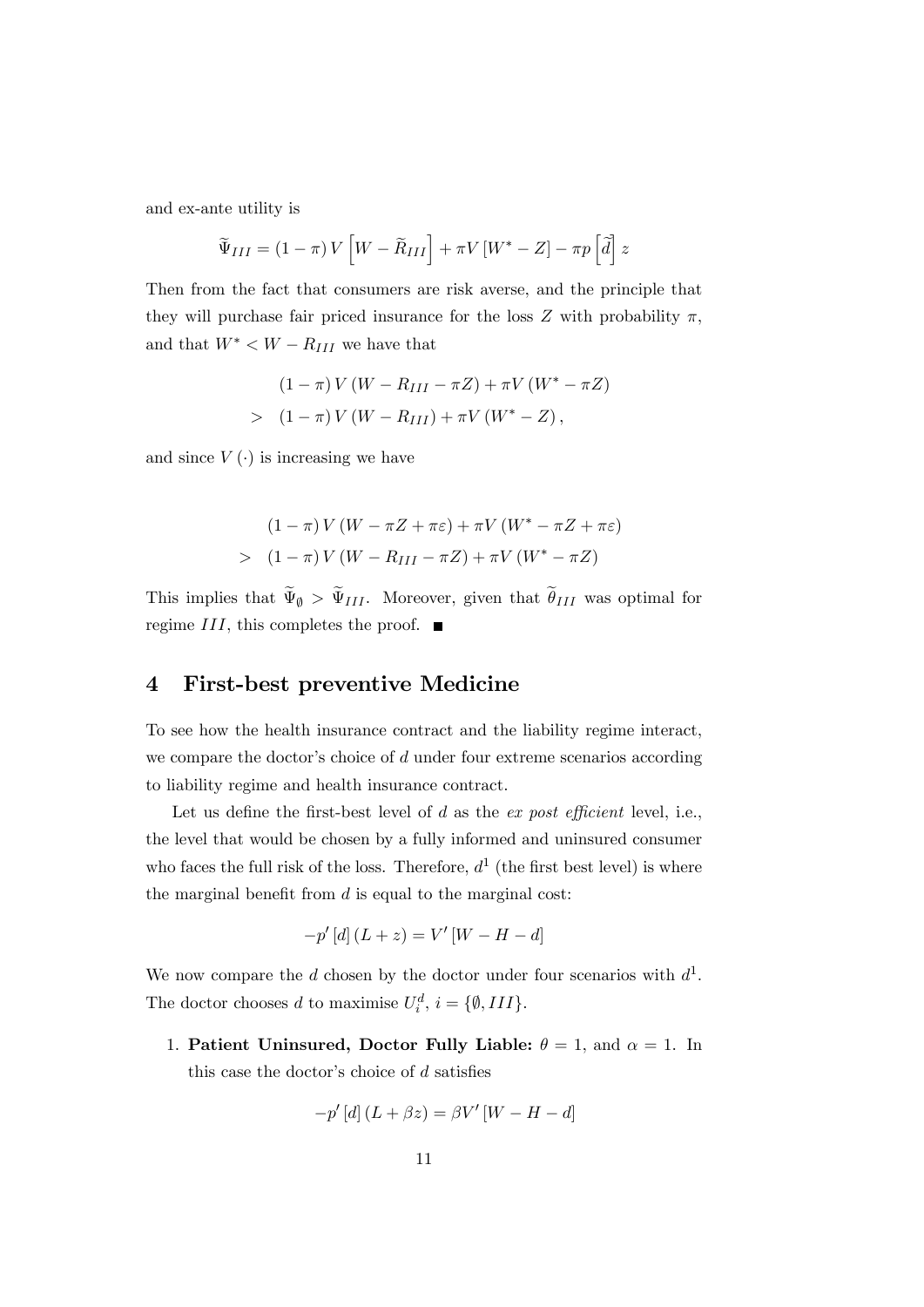and ex-ante utility is

$$\widetilde{\Psi}_{III} = (1-\pi) V \left[ W - \widetilde{R}_{III} \right] + \pi V \left[ W^* - Z \right] - \pi p \left[ \widetilde{d} \right] z$$

Then from the fact that consumers are risk averse, and the principle that they will purchase fair priced insurance for the loss $Z$ with probability $\pi$, and that $W^* < W - R_{III}$ we have that

$$\begin{aligned} & (1-\pi) V (W - R_{III} - \pi Z) + \pi V (W^* - \pi Z) \\ > \ & (1-\pi) V (W - R_{III}) + \pi V (W^* - Z), \end{aligned}$$

and since $V(\cdot)$ is increasing we have

$$\begin{aligned} & (1-\pi) V (W - \pi Z + \pi \varepsilon) + \pi V (W^* - \pi Z + \pi \varepsilon) \\ > \ & (1-\pi) V (W - R_{III} - \pi Z) + \pi V (W^* - \pi Z) \end{aligned}$$

This implies that $\widetilde{\Psi}_{\emptyset} > \widetilde{\Psi}_{III}$. Moreover, given that $\widetilde{\theta}_{III}$ was optimal for regime $III$, this completes the proof. ■

## 4 First-best preventive Medicine

To see how the health insurance contract and the liability regime interact, we compare the doctor's choice of $d$ under four extreme scenarios according to liability regime and health insurance contract.

Let us define the first-best level of $d$ as the *ex post efficient* level, i.e., the level that would be chosen by a fully informed and uninsured consumer who faces the full risk of the loss. Therefore, $d^1$ (the first best level) is where the marginal benefit from $d$ is equal to the marginal cost:

$$-p'[d](L+z) = V'[W - H - d]$$

We now compare the $d$ chosen by the doctor under four scenarios with $d^1$. The doctor chooses $d$ to maximise $U_i^d$, $i = \{\emptyset, III\}$.

1. **Patient Uninsured, Doctor Fully Liable:** $\theta = 1$, and $\alpha = 1$. In this case the doctor's choice of $d$ satisfies

$$-p'[d](L + \beta z) = \beta V'[W - H - d]$$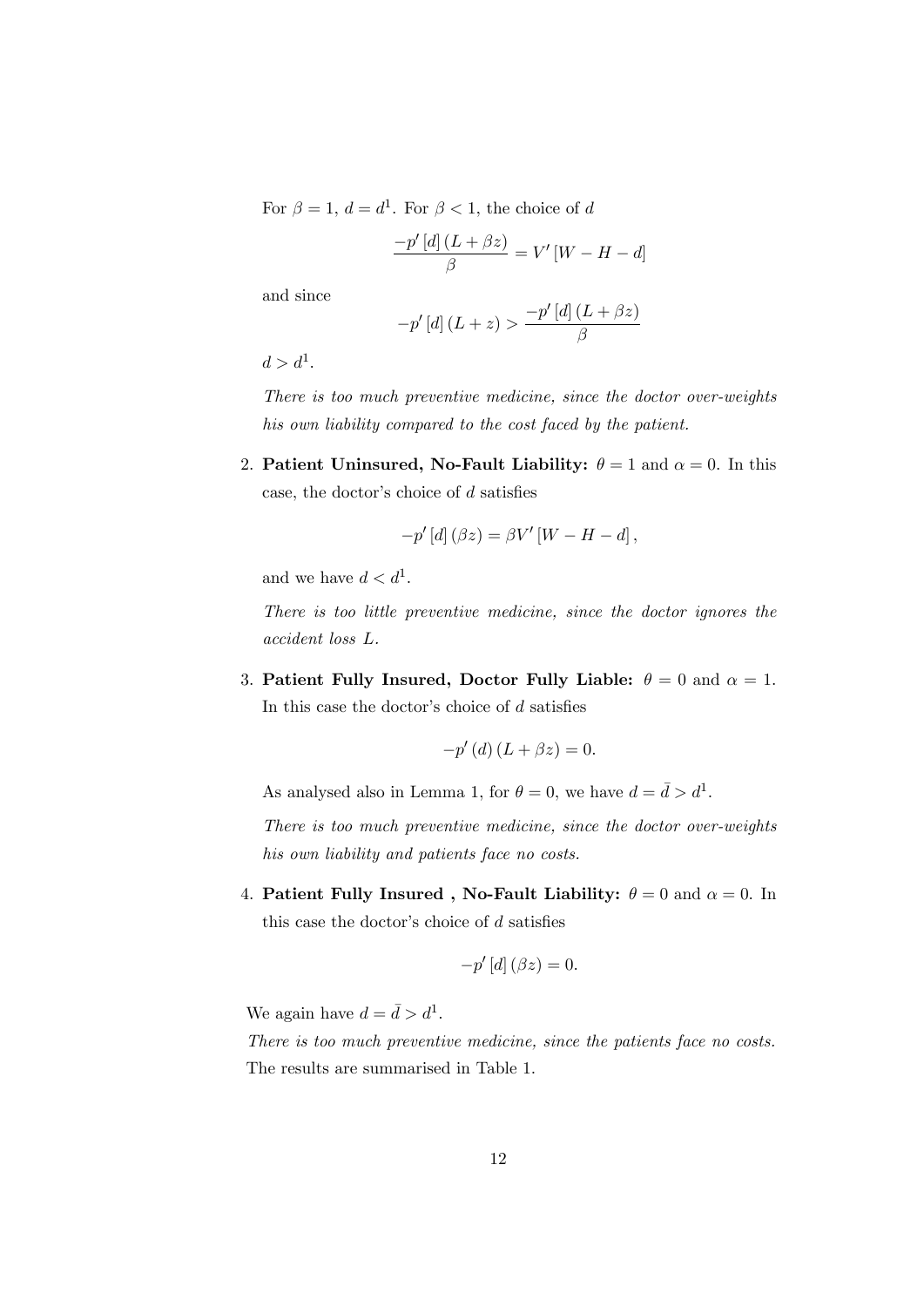For $\beta = 1$, $d = d^1$. For $\beta < 1$, the choice of $d$

$$\frac{-p'[d](L + \beta z)}{\beta} = V'[W - H - d]$$

and since

$$-p'[d](L + z) > \frac{-p'[d](L + \beta z)}{\beta}$$

$d > d^1$.

*There is too much preventive medicine, since the doctor over-weights his own liability compared to the cost faced by the patient.*

2. **Patient Uninsured, No-Fault Liability:** $\theta = 1$ and $\alpha = 0$. In this case, the doctor's choice of $d$ satisfies

   $$-p'[d](\beta z) = \beta V'[W - H - d],$$

   and we have $d < d^1$.

   *There is too little preventive medicine, since the doctor ignores the accident loss $L$.*

3. **Patient Fully Insured, Doctor Fully Liable:** $\theta = 0$ and $\alpha = 1$. In this case the doctor's choice of $d$ satisfies

   $$-p'(d)(L + \beta z) = 0.$$

   As analysed also in Lemma 1, for $\theta = 0$, we have $d = \bar{d} > d^1$.

   *There is too much preventive medicine, since the doctor over-weights his own liability and patients face no costs.*

4. **Patient Fully Insured , No-Fault Liability:** $\theta = 0$ and $\alpha = 0$. In this case the doctor's choice of $d$ satisfies

   $$-p'[d](\beta z) = 0.$$

We again have $d = \bar{d} > d^1$.

*There is too much preventive medicine, since the patients face no costs.* The results are summarised in Table 1.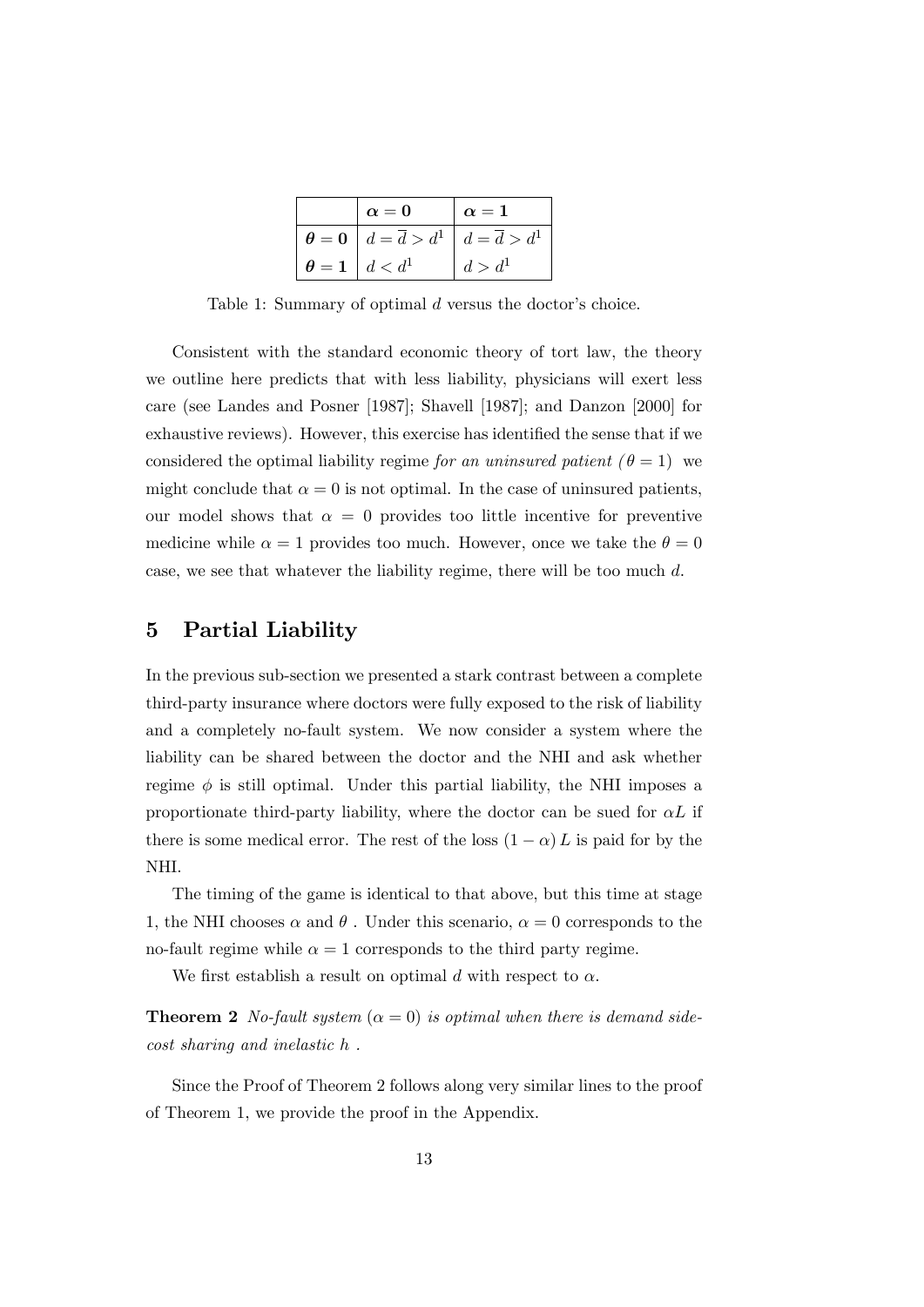| | $\boldsymbol{\alpha = 0}$ | $\boldsymbol{\alpha = 1}$ |
|---|---|---|
| $\boldsymbol{\theta = 0}$ | $d = \overline{d} > d^1$ | $d = \overline{d} > d^1$ |
| $\boldsymbol{\theta = 1}$ | $d < d^1$ | $d > d^1$ |

Table 1: Summary of optimal $d$ versus the doctor's choice.

Consistent with the standard economic theory of tort law, the theory we outline here predicts that with less liability, physicians will exert less care (see Landes and Posner [1987]; Shavell [1987]; and Danzon [2000] for exhaustive reviews). However, this exercise has identified the sense that if we considered the optimal liability regime *for an uninsured patient ($\theta = 1$)* we might conclude that $\alpha = 0$ is not optimal. In the case of uninsured patients, our model shows that $\alpha = 0$ provides too little incentive for preventive medicine while $\alpha = 1$ provides too much. However, once we take the $\theta = 0$ case, we see that whatever the liability regime, there will be too much $d$.

## 5 Partial Liability

In the previous sub-section we presented a stark contrast between a complete third-party insurance where doctors were fully exposed to the risk of liability and a completely no-fault system. We now consider a system where the liability can be shared between the doctor and the NHI and ask whether regime $\phi$ is still optimal. Under this partial liability, the NHI imposes a proportionate third-party liability, where the doctor can be sued for $\alpha L$ if there is some medical error. The rest of the loss $(1 - \alpha) L$ is paid for by the NHI.

The timing of the game is identical to that above, but this time at stage 1, the NHI chooses $\alpha$ and $\theta$ . Under this scenario, $\alpha = 0$ corresponds to the no-fault regime while $\alpha = 1$ corresponds to the third party regime.

We first establish a result on optimal $d$ with respect to $\alpha$.

**Theorem 2** *No-fault system ($\alpha = 0$) is optimal when there is demand side-cost sharing and inelastic $h$ .*

Since the Proof of Theorem 2 follows along very similar lines to the proof of Theorem 1, we provide the proof in the Appendix.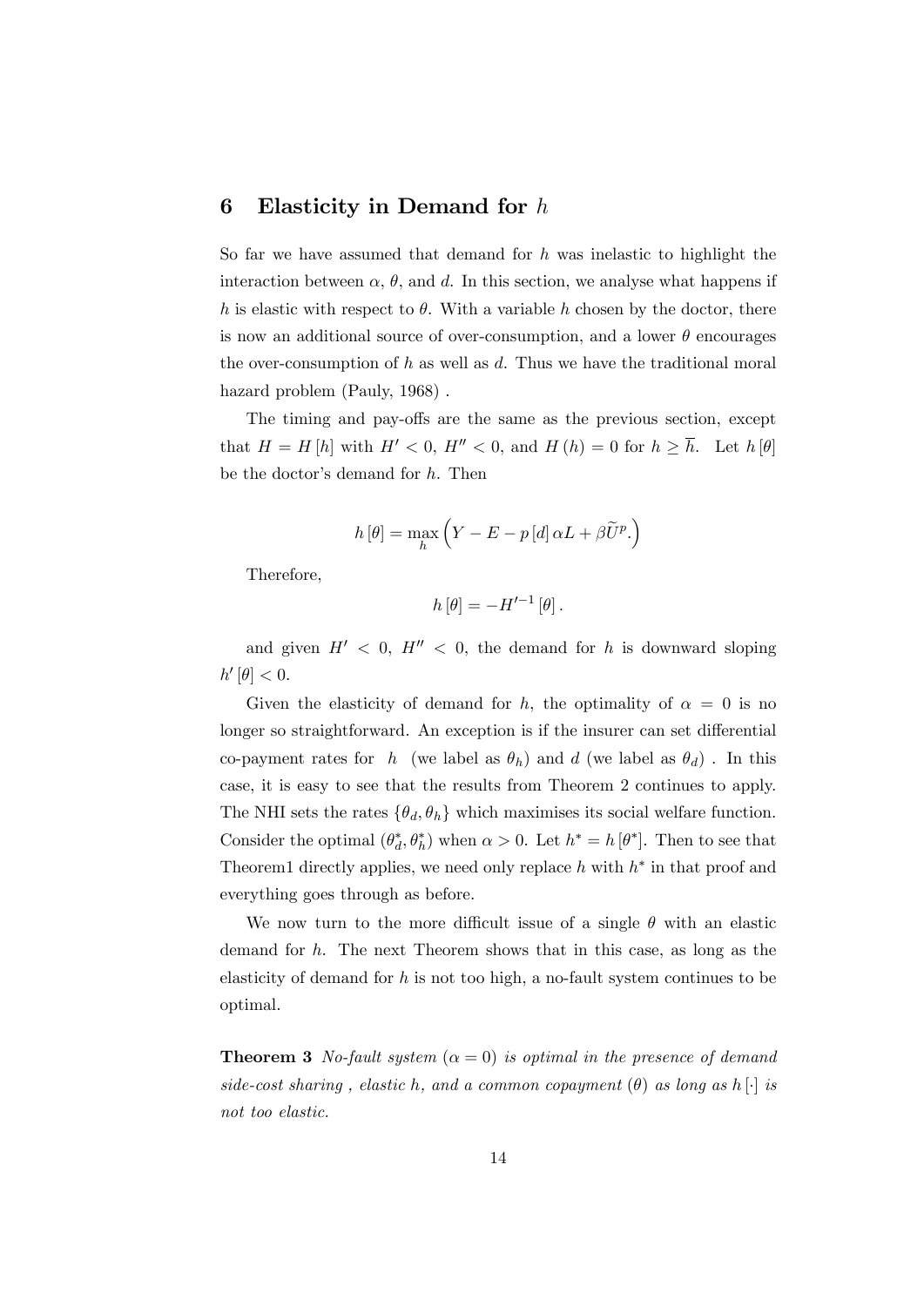## 6 Elasticity in Demand for $h$

So far we have assumed that demand for $h$ was inelastic to highlight the interaction between $\alpha$, $\theta$, and $d$. In this section, we analyse what happens if $h$ is elastic with respect to $\theta$. With a variable $h$ chosen by the doctor, there is now an additional source of over-consumption, and a lower $\theta$ encourages the over-consumption of $h$ as well as $d$. Thus we have the traditional moral hazard problem (Pauly, 1968) .

The timing and pay-offs are the same as the previous section, except that $H = H[h]$ with $H' < 0$, $H'' < 0$, and $H(h) = 0$ for $h \geq \overline{h}$. Let $h[\theta]$ be the doctor's demand for $h$. Then

$$h[\theta] = \max_{h} \left( Y - E - p[d]\, \alpha L + \beta \widetilde{U}^{p}. \right)$$

Therefore,

$$h[\theta] = -H'^{-1}[\theta].$$

and given $H' < 0$, $H'' < 0$, the demand for $h$ is downward sloping $h'[\theta] < 0$.

Given the elasticity of demand for $h$, the optimality of $\alpha = 0$ is no longer so straightforward. An exception is if the insurer can set differential co-payment rates for $h$ (we label as $\theta_h$) and $d$ (we label as $\theta_d$) . In this case, it is easy to see that the results from Theorem 2 continues to apply. The NHI sets the rates $\{\theta_d, \theta_h\}$ which maximises its social welfare function. Consider the optimal $(\theta_d^*, \theta_h^*)$ when $\alpha > 0$. Let $h^* = h[\theta^*]$. Then to see that Theorem1 directly applies, we need only replace $h$ with $h^*$ in that proof and everything goes through as before.

We now turn to the more difficult issue of a single $\theta$ with an elastic demand for $h$. The next Theorem shows that in this case, as long as the elasticity of demand for $h$ is not too high, a no-fault system continues to be optimal.

**Theorem 3** *No-fault system ($\alpha = 0$) is optimal in the presence of demand side-cost sharing , elastic h, and a common copayment ($\theta$) as long as $h[\cdot]$ is not too elastic.*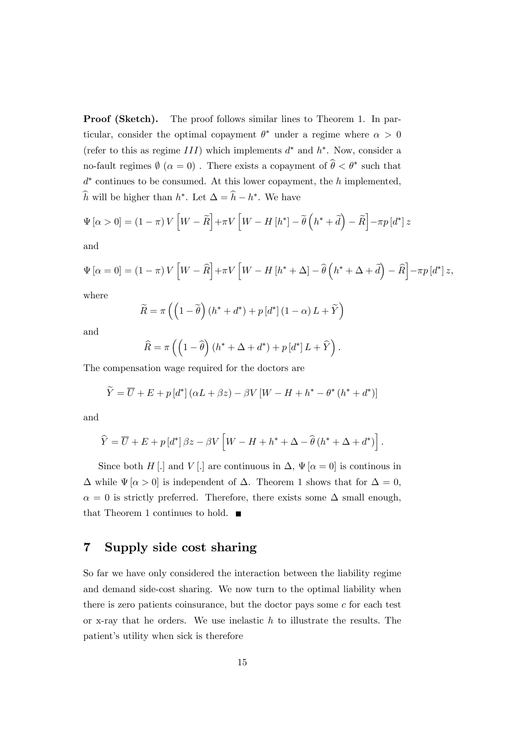**Proof (Sketch).** The proof follows similar lines to Theorem 1. In particular, consider the optimal copayment $\theta^*$ under a regime where $\alpha > 0$ (refer to this as regime $III$) which implements $d^*$ and $h^*$. Now, consider a no-fault regimes $\emptyset$ $(\alpha = 0)$ . There exists a copayment of $\widehat{\theta} < \theta^*$ such that $d^*$ continues to be consumed. At this lower copayment, the $h$ implemented, $\widehat{h}$ will be higher than $h^*$. Let $\Delta = \widehat{h} - h^*$. We have

$$\Psi[\alpha > 0] = (1-\pi) V\left[W - \widetilde{R}\right] + \pi V\left[W - H[h^*] - \widetilde{\theta}\left(h^* + \widetilde{d}\right) - \widetilde{R}\right] - \pi p[d^*] z$$

and

$$\Psi[\alpha = 0] = (1-\pi) V\left[W - \widehat{R}\right] + \pi V\left[W - H[h^* + \Delta] - \widehat{\theta}\left(h^* + \Delta + \widetilde{d}\right) - \widehat{R}\right] - \pi p[d^*] z,$$

where

$$\widetilde{R} = \pi\left(\left(1 - \widetilde{\theta}\right)(h^* + d^*) + p[d^*](1-\alpha) L + \widetilde{Y}\right)$$

and

$$\widehat{R} = \pi\left(\left(1 - \widehat{\theta}\right)(h^* + \Delta + d^*) + p[d^*] L + \widehat{Y}\right).$$

The compensation wage required for the doctors are

$$\widetilde{Y} = \overline{U} + E + p[d^*](\alpha L + \beta z) - \beta V[W - H + h^* - \theta^*(h^* + d^*)]$$

and

$$\widehat{Y} = \overline{U} + E + p[d^*]\beta z - \beta V\left[W - H + h^* + \Delta - \widehat{\theta}(h^* + \Delta + d^*)\right].$$

Since both $H[.]$ and $V[.]$ are continuous in $\Delta$, $\Psi[\alpha = 0]$ is continous in $\Delta$ while $\Psi[\alpha > 0]$ is independent of $\Delta$. Theorem 1 shows that for $\Delta = 0$, $\alpha = 0$ is strictly preferred. Therefore, there exists some $\Delta$ small enough, that Theorem 1 continues to hold. ∎

## 7 Supply side cost sharing

So far we have only considered the interaction between the liability regime and demand side-cost sharing. We now turn to the optimal liability when there is zero patients coinsurance, but the doctor pays some $c$ for each test or x-ray that he orders. We use inelastic $h$ to illustrate the results. The patient's utility when sick is therefore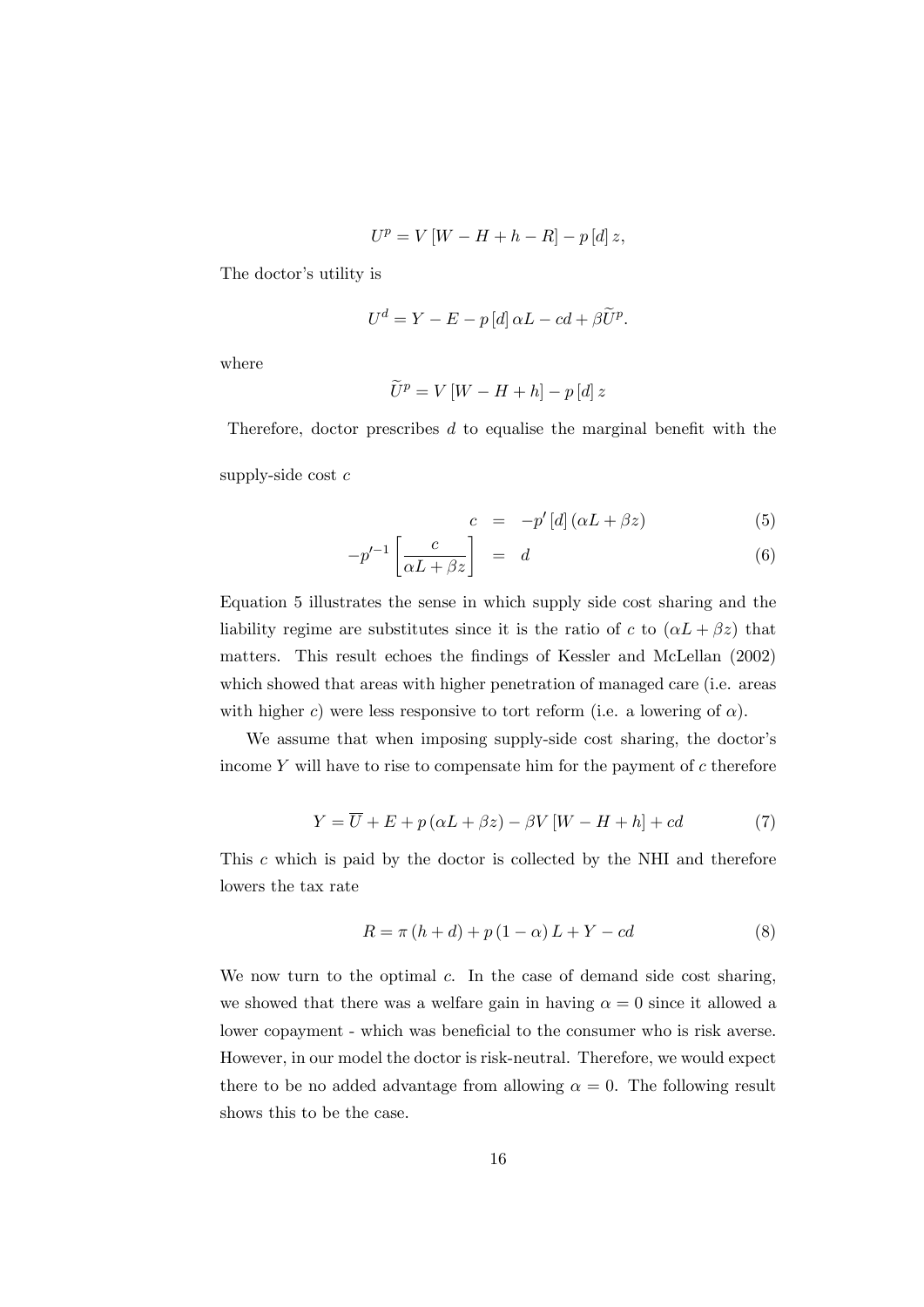$$U^p = V[W - H + h - R] - p[d]z,$$

The doctor's utility is

$$U^d = Y - E - p[d]\alpha L - cd + \beta \widetilde{U}^p.$$

where

$$\widetilde{U}^p = V[W - H + h] - p[d]z$$

Therefore, doctor prescribes $d$ to equalise the marginal benefit with the supply-side cost $c$

$$c = -p'[d](\alpha L + \beta z) \tag{5}$$

$$-p'^{-1}\left[\frac{c}{\alpha L + \beta z}\right] = d \tag{6}$$

Equation 5 illustrates the sense in which supply side cost sharing and the liability regime are substitutes since it is the ratio of $c$ to $(\alpha L + \beta z)$ that matters. This result echoes the findings of Kessler and McLellan (2002) which showed that areas with higher penetration of managed care (i.e. areas with higher $c$) were less responsive to tort reform (i.e. a lowering of $\alpha$).

We assume that when imposing supply-side cost sharing, the doctor's income $Y$ will have to rise to compensate him for the payment of $c$ therefore

$$Y = \overline{U} + E + p(\alpha L + \beta z) - \beta V[W - H + h] + cd \tag{7}$$

This $c$ which is paid by the doctor is collected by the NHI and therefore lowers the tax rate

$$R = \pi(h + d) + p(1 - \alpha)L + Y - cd \tag{8}$$

We now turn to the optimal $c$. In the case of demand side cost sharing, we showed that there was a welfare gain in having $\alpha = 0$ since it allowed a lower copayment - which was beneficial to the consumer who is risk averse. However, in our model the doctor is risk-neutral. Therefore, we would expect there to be no added advantage from allowing $\alpha = 0$. The following result shows this to be the case.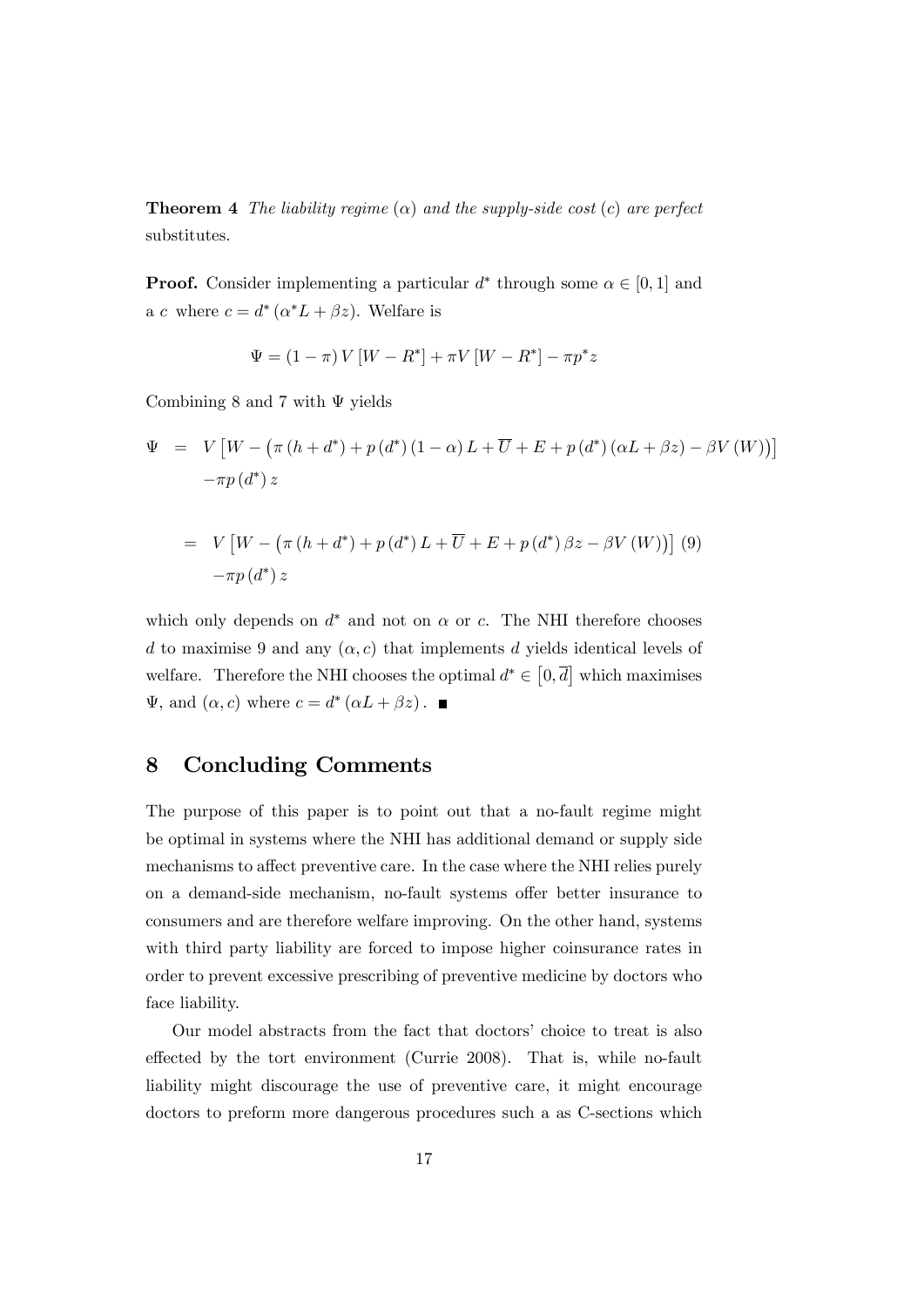**Theorem 4** *The liability regime* ($\alpha$) *and the supply-side cost* ($c$) *are perfect* substitutes.

**Proof.** Consider implementing a particular $d^*$ through some $\alpha \in [0, 1]$ and a $c$ where $c = d^* (\alpha^* L + \beta z)$. Welfare is

$$\Psi = (1 - \pi) V [W - R^*] + \pi V [W - R^*] - \pi p^* z$$

Combining 8 and 7 with $\Psi$ yields

$$\begin{aligned}
\Psi &= V \left[ W - \left( \pi (h + d^*) + p (d^*) (1 - \alpha) L + \overline{U} + E + p (d^*) (\alpha L + \beta z) - \beta V (W) \right) \right] \\
&\quad - \pi p (d^*) z \\
&= V \left[ W - \left( \pi (h + d^*) + p (d^*) L + \overline{U} + E + p (d^*) \beta z - \beta V (W) \right) \right] \quad (9) \\
&\quad - \pi p (d^*) z
\end{aligned}$$

which only depends on $d^*$ and not on $\alpha$ or $c$. The NHI therefore chooses $d$ to maximise 9 and any $(\alpha, c)$ that implements $d$ yields identical levels of welfare. Therefore the NHI chooses the optimal $d^* \in \left[0, \overline{d}\right]$ which maximises $\Psi$, and $(\alpha, c)$ where $c = d^* (\alpha L + \beta z)$. ∎

## 8 Concluding Comments

The purpose of this paper is to point out that a no-fault regime might be optimal in systems where the NHI has additional demand or supply side mechanisms to affect preventive care. In the case where the NHI relies purely on a demand-side mechanism, no-fault systems offer better insurance to consumers and are therefore welfare improving. On the other hand, systems with third party liability are forced to impose higher coinsurance rates in order to prevent excessive prescribing of preventive medicine by doctors who face liability.

Our model abstracts from the fact that doctors' choice to treat is also effected by the tort environment (Currie 2008). That is, while no-fault liability might discourage the use of preventive care, it might encourage doctors to preform more dangerous procedures such a as C-sections which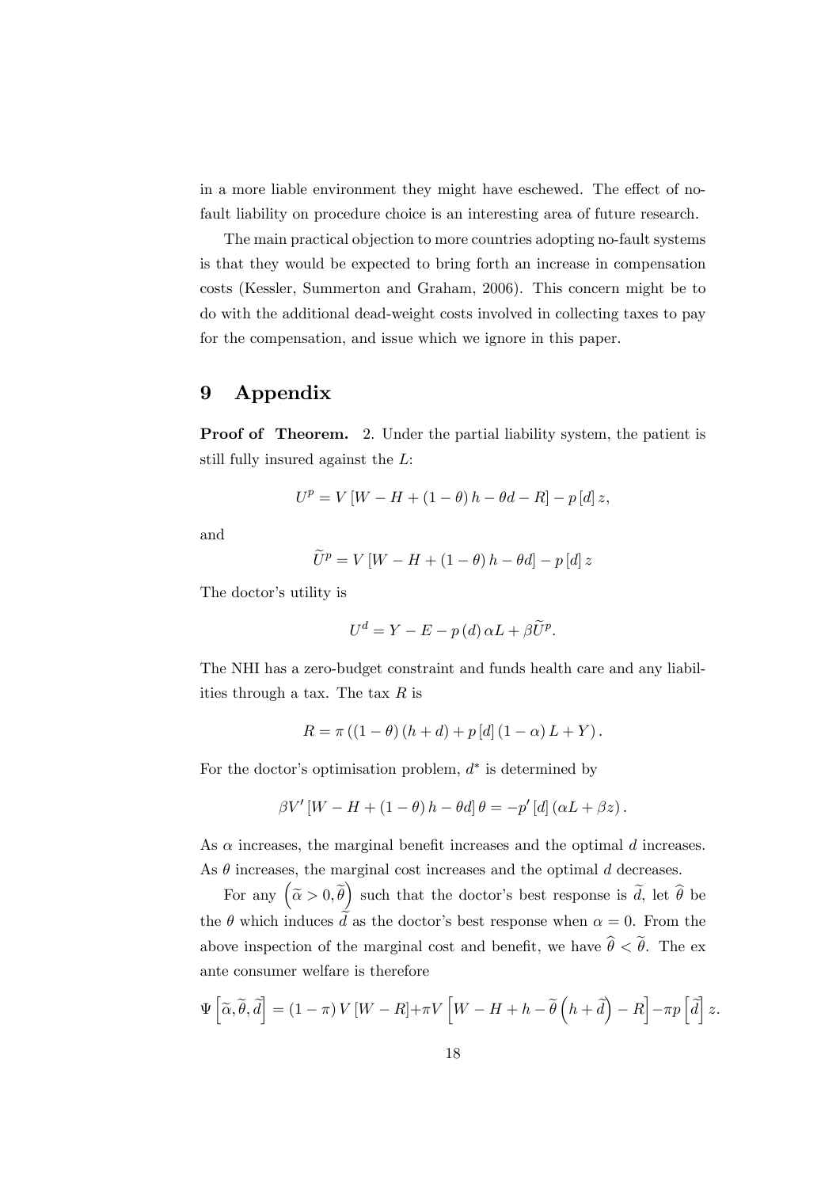in a more liable environment they might have eschewed. The effect of no-fault liability on procedure choice is an interesting area of future research.

The main practical objection to more countries adopting no-fault systems is that they would be expected to bring forth an increase in compensation costs (Kessler, Summerton and Graham, 2006). This concern might be to do with the additional dead-weight costs involved in collecting taxes to pay for the compensation, and issue which we ignore in this paper.

# 9 Appendix

**Proof of Theorem.** 2. Under the partial liability system, the patient is still fully insured against the $L$:

$$U^p = V\left[W - H + (1-\theta)h - \theta d - R\right] - p\left[d\right]z,$$

and

$$\widetilde{U}^p = V\left[W - H + (1-\theta)h - \theta d\right] - p\left[d\right]z$$

The doctor's utility is

$$U^d = Y - E - p(d)\alpha L + \beta \widetilde{U}^p.$$

The NHI has a zero-budget constraint and funds health care and any liabilities through a tax. The tax $R$ is

$$R = \pi\left((1-\theta)(h+d) + p\left[d\right](1-\alpha)L + Y\right).$$

For the doctor's optimisation problem, $d^*$ is determined by

$$\beta V'\left[W - H + (1-\theta)h - \theta d\right]\theta = -p'\left[d\right](\alpha L + \beta z).$$

As $\alpha$ increases, the marginal benefit increases and the optimal $d$ increases. As $\theta$ increases, the marginal cost increases and the optimal $d$ decreases.

For any $\left(\widetilde{\alpha} > 0, \widetilde{\theta}\right)$ such that the doctor's best response is $\widetilde{d}$, let $\widehat{\theta}$ be the $\theta$ which induces $\widetilde{d}$ as the doctor's best response when $\alpha = 0$. From the above inspection of the marginal cost and benefit, we have $\widehat{\theta} < \widetilde{\theta}$. The ex ante consumer welfare is therefore

$$\Psi\left[\widetilde{\alpha}, \widetilde{\theta}, \widetilde{d}\right] = (1-\pi)V\left[W - R\right] + \pi V\left[W - H + h - \widetilde{\theta}\left(h + \widetilde{d}\right) - R\right] - \pi p\left[\widetilde{d}\right]z.$$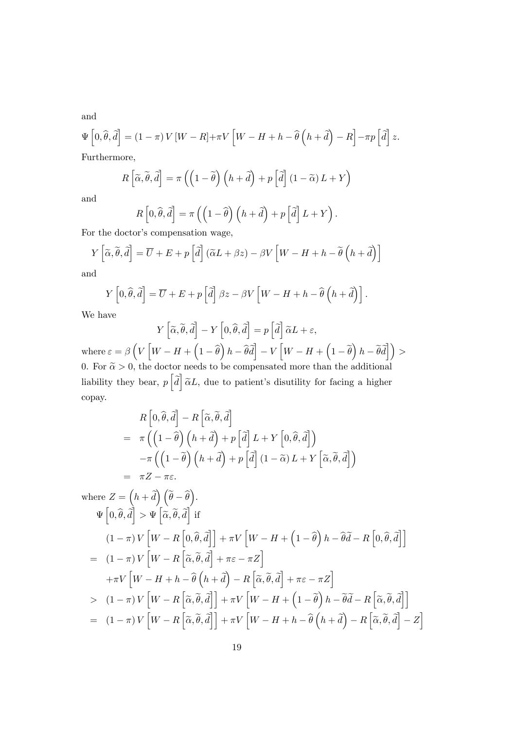and

$$\Psi\left[0,\widehat{\theta},\widetilde{d}\right]=\left(1-\pi\right)V\left[W-R\right]+\pi V\left[W-H+h-\widehat{\theta}\left(h+\widetilde{d}\right)-R\right]-\pi p\left[\widetilde{d}\right]z.$$

Furthermore,

$$R\left[\widetilde{\alpha},\widetilde{\theta},\widetilde{d}\right]=\pi\left(\left(1-\widetilde{\theta}\right)\left(h+\widetilde{d}\right)+p\left[\widetilde{d}\right]\left(1-\widetilde{\alpha}\right)L+Y\right)$$

and

$$R\left[0,\widehat{\theta},\widetilde{d}\right]=\pi\left(\left(1-\widehat{\theta}\right)\left(h+\widetilde{d}\right)+p\left[\widetilde{d}\right]L+Y\right).$$

For the doctor's compensation wage,

$$Y\left[\widetilde{\alpha},\widetilde{\theta},\widetilde{d}\right]=\overline{U}+E+p\left[\widetilde{d}\right]\left(\widetilde{\alpha}L+\beta z\right)-\beta V\left[W-H+h-\widetilde{\theta}\left(h+\widetilde{d}\right)\right]$$

and

$$Y\left[0,\widehat{\theta},\widetilde{d}\right]=\overline{U}+E+p\left[\widetilde{d}\right]\beta z-\beta V\left[W-H+h-\widehat{\theta}\left(h+\widetilde{d}\right)\right].$$

We have

$$Y\left[\widetilde{\alpha},\widetilde{\theta},\widetilde{d}\right]-Y\left[0,\widehat{\theta},\widetilde{d}\right]=p\left[\widetilde{d}\right]\widetilde{\alpha}L+\varepsilon,$$

where $\varepsilon=\beta\left(V\left[W-H+\left(1-\widehat{\theta}\right)h-\widehat{\theta}\widetilde{d}\right]-V\left[W-H+\left(1-\widetilde{\theta}\right)h-\widetilde{\theta}\widetilde{d}\right]\right)>0$. For $\widetilde{\alpha}>0$, the doctor needs to be compensated more than the additional liability they bear, $p\left[\widetilde{d}\right]\widetilde{\alpha}L$, due to patient's disutility for facing a higher copay.

$$\begin{aligned}
&R\left[0,\widehat{\theta},\widetilde{d}\right]-R\left[\widetilde{\alpha},\widetilde{\theta},\widetilde{d}\right]\\
=\ &\pi\left(\left(1-\widehat{\theta}\right)\left(h+\widetilde{d}\right)+p\left[\widetilde{d}\right]L+Y\left[0,\widehat{\theta},\widetilde{d}\right]\right)\\
&-\pi\left(\left(1-\widetilde{\theta}\right)\left(h+\widetilde{d}\right)+p\left[\widetilde{d}\right]\left(1-\widetilde{\alpha}\right)L+Y\left[\widetilde{\alpha},\widetilde{\theta},\widetilde{d}\right]\right)\\
=\ &\pi Z-\pi\varepsilon.
\end{aligned}$$

where $Z=\left(h+\widetilde{d}\right)\left(\widetilde{\theta}-\widehat{\theta}\right)$.

$\Psi\left[0,\widehat{\theta},\widetilde{d}\right]>\Psi\left[\widetilde{\alpha},\widetilde{\theta},\widetilde{d}\right]$ if

$$\begin{aligned}
&\left(1-\pi\right)V\left[W-R\left[0,\widehat{\theta},\widetilde{d}\right]\right]+\pi V\left[W-H+\left(1-\widehat{\theta}\right)h-\widehat{\theta}\widetilde{d}-R\left[0,\widehat{\theta},\widetilde{d}\right]\right]\\
=\ &\left(1-\pi\right)V\left[W-R\left[\widetilde{\alpha},\widetilde{\theta},\widetilde{d}\right]+\pi\varepsilon-\pi Z\right]\\
&+\pi V\left[W-H+h-\widehat{\theta}\left(h+\widetilde{d}\right)-R\left[\widetilde{\alpha},\widetilde{\theta},\widetilde{d}\right]+\pi\varepsilon-\pi Z\right]\\
>\ &\left(1-\pi\right)V\left[W-R\left[\widetilde{\alpha},\widetilde{\theta},\widetilde{d}\right]\right]+\pi V\left[W-H+\left(1-\widetilde{\theta}\right)h-\widetilde{\theta}\widetilde{d}-R\left[\widetilde{\alpha},\widetilde{\theta},\widetilde{d}\right]\right]\\
=\ &\left(1-\pi\right)V\left[W-R\left[\widetilde{\alpha},\widetilde{\theta},\widetilde{d}\right]\right]+\pi V\left[W-H+h-\widehat{\theta}\left(h+\widetilde{d}\right)-R\left[\widetilde{\alpha},\widetilde{\theta},\widetilde{d}\right]-Z\right]
\end{aligned}$$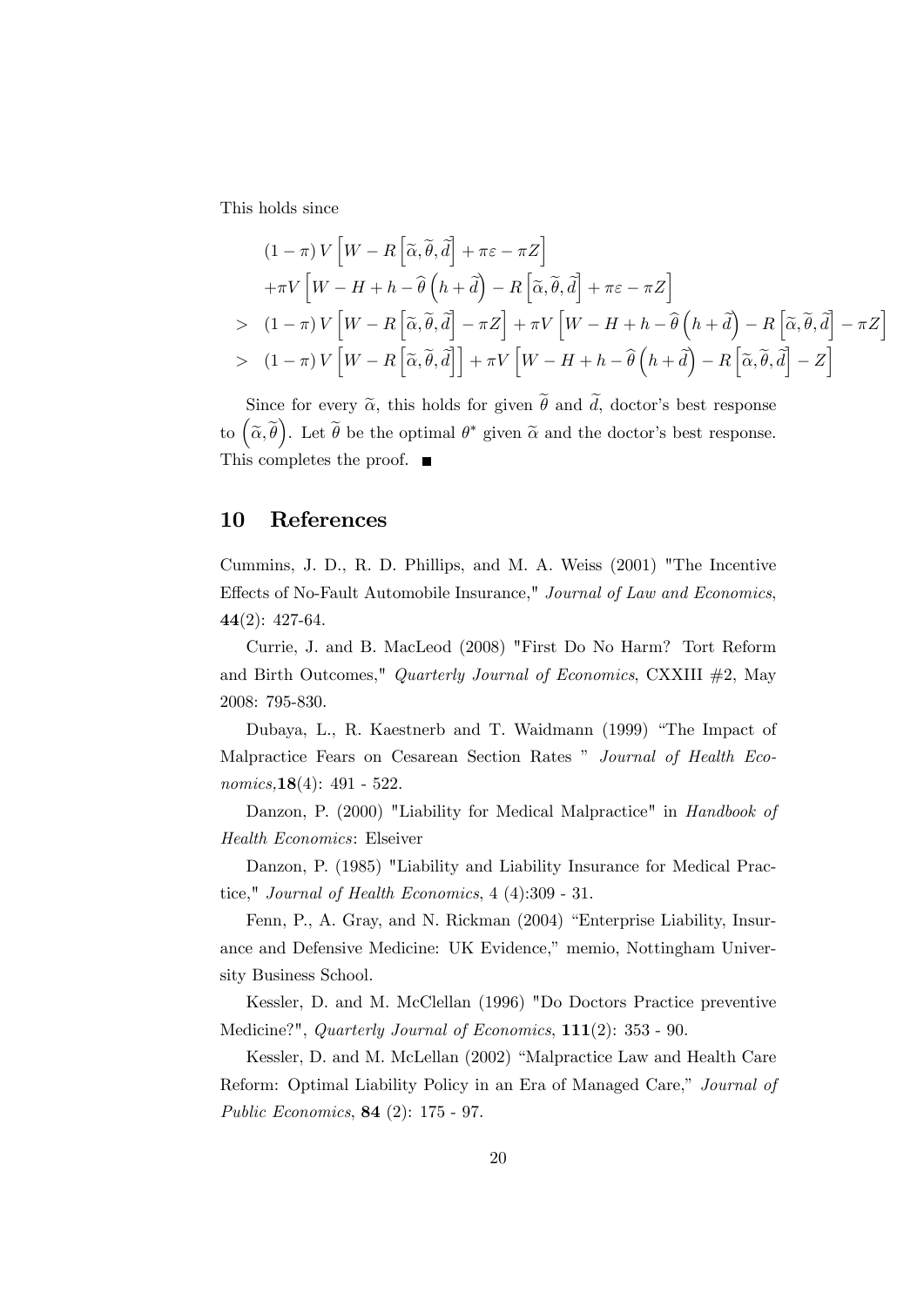This holds since

$$
\begin{aligned}
& (1-\pi) V\left[W-R\left[\widetilde{\alpha},\widetilde{\theta},\widetilde{d}\right]+\pi\varepsilon-\pi Z\right] \\
& +\pi V\left[W-H+h-\widehat{\theta}\left(h+\widetilde{d}\right)-R\left[\widetilde{\alpha},\widetilde{\theta},\widetilde{d}\right]+\pi\varepsilon-\pi Z\right] \\
> \; & (1-\pi) V\left[W-R\left[\widetilde{\alpha},\widetilde{\theta},\widetilde{d}\right]-\pi Z\right]+\pi V\left[W-H+h-\widehat{\theta}\left(h+\widetilde{d}\right)-R\left[\widetilde{\alpha},\widetilde{\theta},\widetilde{d}\right]-\pi Z\right] \\
> \; & (1-\pi) V\left[W-R\left[\widetilde{\alpha},\widetilde{\theta},\widetilde{d}\right]\right]+\pi V\left[W-H+h-\widehat{\theta}\left(h+\widetilde{d}\right)-R\left[\widetilde{\alpha},\widetilde{\theta},\widetilde{d}\right]-Z\right]
\end{aligned}
$$

Since for every $\widetilde{\alpha}$, this holds for given $\widetilde{\theta}$ and $\widetilde{d}$, doctor's best response to $\left(\widetilde{\alpha},\widetilde{\theta}\right)$. Let $\widetilde{\theta}$ be the optimal $\theta^*$ given $\widetilde{\alpha}$ and the doctor's best response. This completes the proof. ■

## 10 References

Cummins, J. D., R. D. Phillips, and M. A. Weiss (2001) "The Incentive Effects of No-Fault Automobile Insurance," *Journal of Law and Economics*, **44**(2): 427-64.

Currie, J. and B. MacLeod (2008) "First Do No Harm? Tort Reform and Birth Outcomes," *Quarterly Journal of Economics*, CXXIII #2, May 2008: 795-830.

Dubaya, L., R. Kaestnerb and T. Waidmann (1999) "The Impact of Malpractice Fears on Cesarean Section Rates " *Journal of Health Economics*,**18**(4): 491 - 522.

Danzon, P. (2000) "Liability for Medical Malpractice" in *Handbook of Health Economics*: Elseiver

Danzon, P. (1985) "Liability and Liability Insurance for Medical Practice," *Journal of Health Economics*, 4 (4):309 - 31.

Fenn, P., A. Gray, and N. Rickman (2004) "Enterprise Liability, Insurance and Defensive Medicine: UK Evidence," memio, Nottingham University Business School.

Kessler, D. and M. McClellan (1996) "Do Doctors Practice preventive Medicine?", *Quarterly Journal of Economics*, **111**(2): 353 - 90.

Kessler, D. and M. McLellan (2002) "Malpractice Law and Health Care Reform: Optimal Liability Policy in an Era of Managed Care," *Journal of Public Economics*, **84** (2): 175 - 97.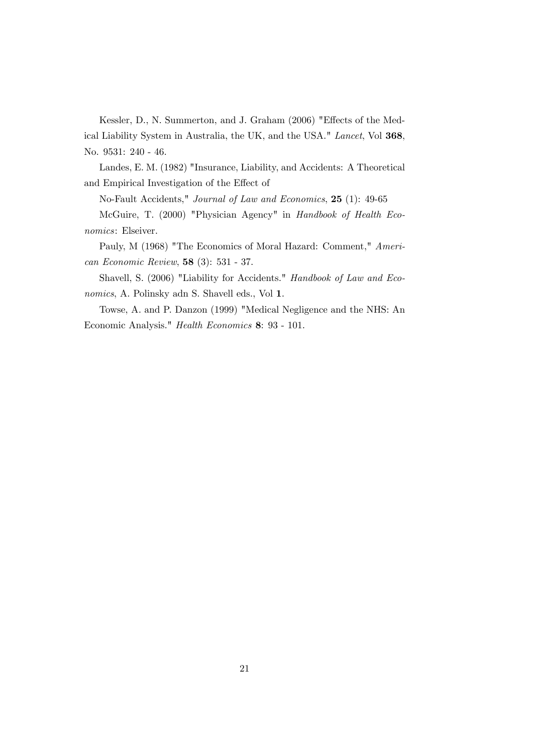Kessler, D., N. Summerton, and J. Graham (2006) "Effects of the Medical Liability System in Australia, the UK, and the USA." *Lancet*, Vol **368**, No. 9531: 240 - 46.

Landes, E. M. (1982) "Insurance, Liability, and Accidents: A Theoretical and Empirical Investigation of the Effect of

No-Fault Accidents," *Journal of Law and Economics*, **25** (1): 49-65

McGuire, T. (2000) "Physician Agency" in *Handbook of Health Economics*: Elseiver.

Pauly, M (1968) "The Economics of Moral Hazard: Comment," *American Economic Review*, **58** (3): 531 - 37.

Shavell, S. (2006) "Liability for Accidents." *Handbook of Law and Economics*, A. Polinsky adn S. Shavell eds., Vol **1**.

Towse, A. and P. Danzon (1999) "Medical Negligence and the NHS: An Economic Analysis." *Health Economics* **8**: 93 - 101.